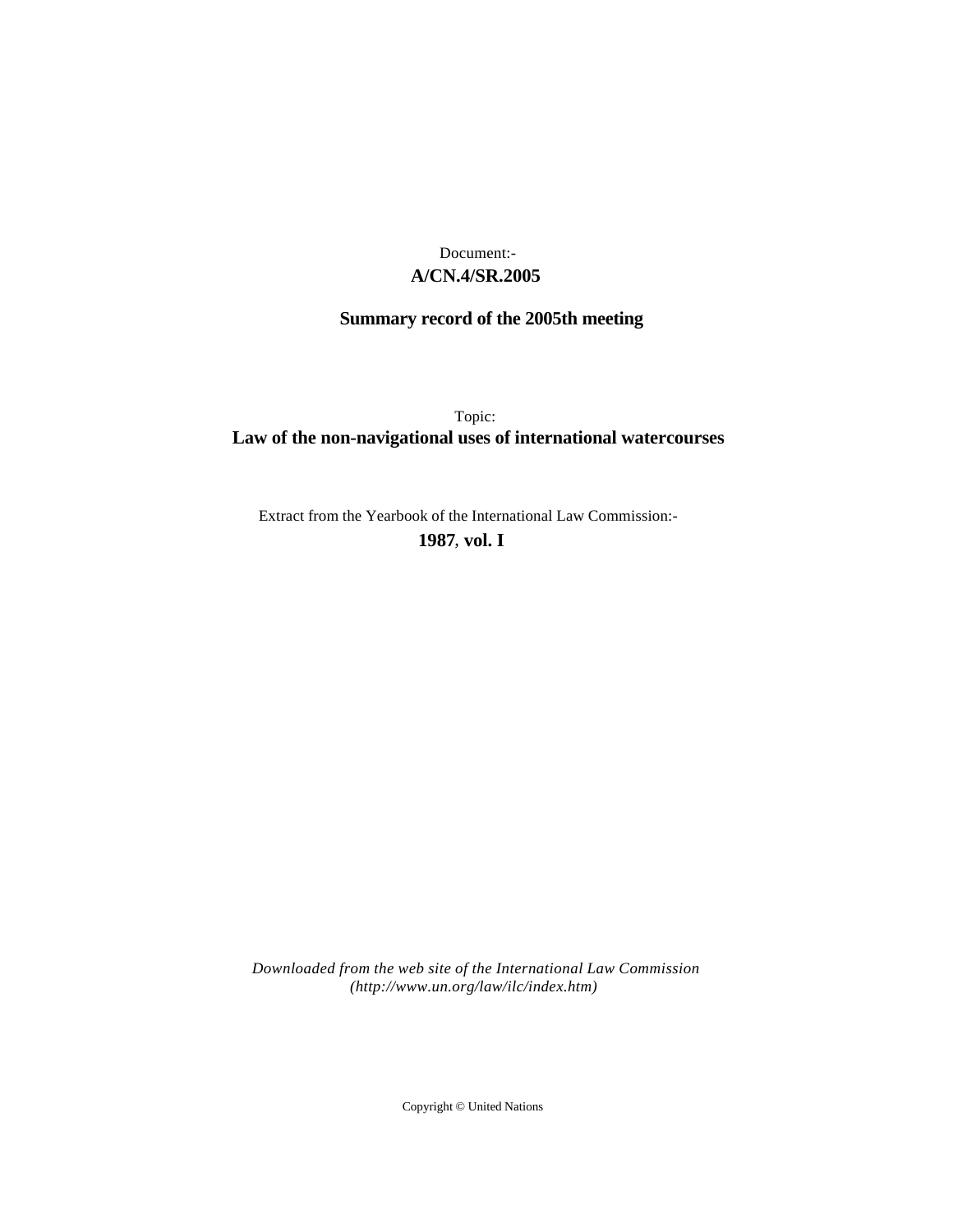Document:-

**A/CN.4/SR.2005**

**Summary record of the 2005th meeting**

Topic:

**Law of the non-navigational uses of international watercourses**

Extract from the Yearbook of the International Law Commission:-

**1987, vol. I**

*Downloaded from the web site of the International Law Commission (http://www.un.org/law/ilc/index.htm)*

Copyright © United Nations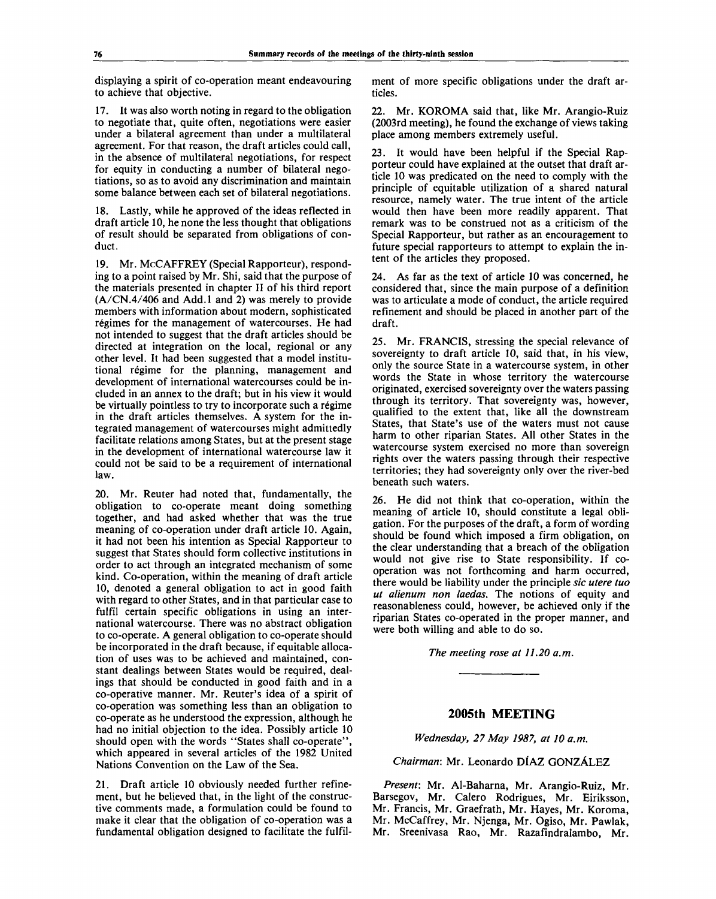displaying a spirit of co-operation meant endeavouring to achieve that objective.

17. It was also worth noting in regard to the obligation to negotiate that, quite often, negotiations were easier under a bilateral agreement than under a multilateral agreement. For that reason, the draft articles could call, in the absence of multilateral negotiations, for respect for equity in conducting a number of bilateral negotiations, so as to avoid any discrimination and maintain some balance between each set of bilateral negotiations.

18. Lastly, while he approved of the ideas reflected in draft article 10, he none the less thought that obligations of result should be separated from obligations of conduct.

19. Mr. McCAFFREY (Special Rapporteur), responding to a point raised by Mr. Shi, said that the purpose of the materials presented in chapter II of his third report (A/CN.4/406 and Add.1 and 2) was merely to provide members with information about modern, sophisticated régimes for the management of watercourses. He had not intended to suggest that the draft articles should be directed at integration on the local, regional or any other level. It had been suggested that a model institutional régime for the planning, management and development of international watercourses could be included in an annex to the draft; but in his view it would be virtually pointless to try to incorporate such a régime in the draft articles themselves. A system for the integrated management of watercourses might admittedly facilitate relations among States, but at the present stage in the development of international watercourse law it could not be said to be a requirement of international law.

20. Mr. Reuter had noted that, fundamentally, the obligation to co-operate meant doing something together, and had asked whether that was the true meaning of co-operation under draft article 10. Again, it had not been his intention as Special Rapporteur to suggest that States should form collective institutions in order to act through an integrated mechanism of some kind. Co-operation, within the meaning of draft article 10, denoted a general obligation to act in good faith with regard to other States, and in that particular case to fulfil certain specific obligations in using an international watercourse. There was no abstract obligation to co-operate. A general obligation to co-operate should be incorporated in the draft because, if equitable allocation of uses was to be achieved and maintained, constant dealings between States would be required, dealings that should be conducted in good faith and in a co-operative manner. Mr. Reuter's idea of a spirit of co-operation was something less than an obligation to co-operate as he understood the expression, although he had no initial objection to the idea. Possibly article 10 should open with the words "States shall co-operate", which appeared in several articles of the 1982 United Nations Convention on the Law of the Sea.

21. Draft article 10 obviously needed further refinement, but he believed that, in the light of the constructive comments made, a formulation could be found to make it clear that the obligation of co-operation was a fundamental obligation designed to facilitate the fulfilment of more specific obligations under the draft articles.

22. Mr. KOROMA said that, like Mr. Arangio-Ruiz (2003rd meeting), he found the exchange of views taking place among members extremely useful.

23. It would have been helpful if the Special Rapporteur could have explained at the outset that draft article 10 was predicated on the need to comply with the principle of equitable utilization of a shared natural resource, namely water. The true intent of the article would then have been more readily apparent. That remark was to be construed not as a criticism of the Special Rapporteur, but rather as an encouragement to future special rapporteurs to attempt to explain the intent of the articles they proposed.

24. As far as the text of article 10 was concerned, he considered that, since the main purpose of a definition was to articulate a mode of conduct, the article required refinement and should be placed in another part of the draft.

25. Mr. FRANCIS, stressing the special relevance of sovereignty to draft article 10, said that, in his view, only the source State in a watercourse system, in other words the State in whose territory the watercourse originated, exercised sovereignty over the waters passing through its territory. That sovereignty was, however, qualified to the extent that, like all the downstream States, that State's use of the waters must not cause harm to other riparian States. All other States in the watercourse system exercised no more than sovereign rights over the waters passing through their respective territories; they had sovereignty only over the river-bed beneath such waters.

26. He did not think that co-operation, within the meaning of article 10, should constitute a legal obligation. For the purposes of the draft, a form of wording should be found which imposed a firm obligation, on the clear understanding that a breach of the obligation would not give rise to State responsibility. If co-operation was not forthcoming and harm occurred, there would be liability under the principle *sic utere tuo ut alienum non laedas*. The notions of equity and reasonableness could, however, be achieved only if the riparian States co-operated in the proper manner, and were both willing and able to do so.

*The meeting rose at 11.20 a.m.*

---

## 2005th MEETING

*Wednesday, 27 May 1987, at 10 a.m.*

*Chairman*: Mr. Leonardo DÍAZ GONZÁLEZ

*Present*: Mr. Al-Baharna, Mr. Arangio-Ruiz, Mr. Barsegov, Mr. Calero Rodrigues, Mr. Eiriksson, Mr. Francis, Mr. Graefrath, Mr. Hayes, Mr. Koroma, Mr. McCaffrey, Mr. Njenga, Mr. Ogiso, Mr. Pawlak, Mr. Sreenivasa Rao, Mr. Razafindralambo, Mr.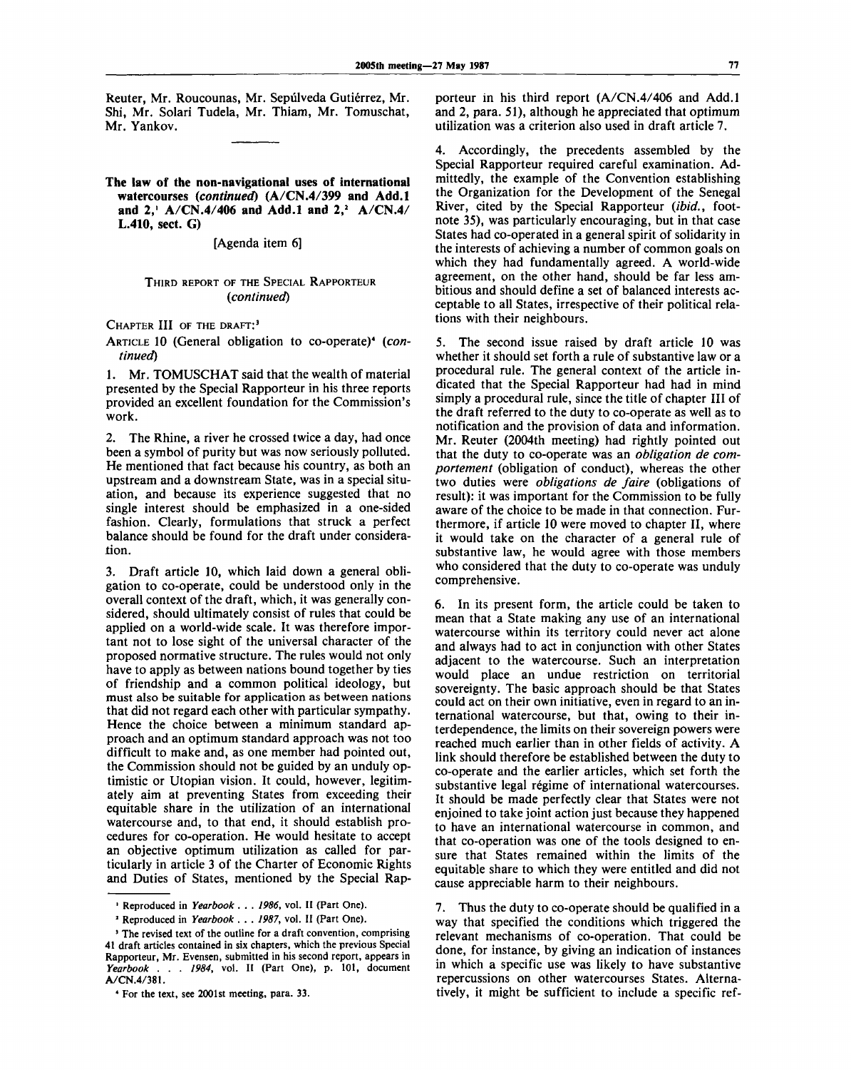Reuter, Mr. Roucounas, Mr. Sepúlveda Gutiérrez, Mr. Shi, Mr. Solari Tudela, Mr. Thiam, Mr. Tomuschat, Mr. Yankov.

---

**The law of the non-navigational uses of international watercourses (*continued*) (A/CN.4/399 and Add.1 and 2,[1] A/CN.4/406 and Add.1 and 2,[2] A/CN.4/L.410, sect. G)**

[Agenda item 6]

THIRD REPORT OF THE SPECIAL RAPPORTEUR (*continued*)

CHAPTER III OF THE DRAFT:[3]

ARTICLE 10 (General obligation to co-operate)[4] (*continued*)

1. Mr. TOMUSCHAT said that the wealth of material presented by the Special Rapporteur in his three reports provided an excellent foundation for the Commission's work.

2. The Rhine, a river he crossed twice a day, had once been a symbol of purity but was now seriously polluted. He mentioned that fact because his country, as both an upstream and a downstream State, was in a special situation, and because its experience suggested that no single interest should be emphasized in a one-sided fashion. Clearly, formulations that struck a perfect balance should be found for the draft under consideration.

3. Draft article 10, which laid down a general obligation to co-operate, could be understood only in the overall context of the draft, which, it was generally considered, should ultimately consist of rules that could be applied on a world-wide scale. It was therefore important not to lose sight of the universal character of the proposed normative structure. The rules would not only have to apply as between nations bound together by ties of friendship and a common political ideology, but must also be suitable for application as between nations that did not regard each other with particular sympathy. Hence the choice between a minimum standard approach and an optimum standard approach was not too difficult to make and, as one member had pointed out, the Commission should not be guided by an unduly optimistic or Utopian vision. It could, however, legitimately aim at preventing States from exceeding their equitable share in the utilization of an international watercourse and, to that end, it should establish procedures for co-operation. He would hesitate to accept an objective optimum utilization as called for particularly in article 3 of the Charter of Economic Rights and Duties of States, mentioned by the Special Rapporteur in his third report (A/CN.4/406 and Add.1 and 2, para. 51), although he appreciated that optimum utilization was a criterion also used in draft article 7.

4. Accordingly, the precedents assembled by the Special Rapporteur required careful examination. Admittedly, the example of the Convention establishing the Organization for the Development of the Senegal River, cited by the Special Rapporteur (*ibid.*, footnote 35), was particularly encouraging, but in that case States had co-operated in a general spirit of solidarity in the interests of achieving a number of common goals on which they had fundamentally agreed. A world-wide agreement, on the other hand, should be far less ambitious and should define a set of balanced interests acceptable to all States, irrespective of their political relations with their neighbours.

5. The second issue raised by draft article 10 was whether it should set forth a rule of substantive law or a procedural rule. The general context of the article indicated that the Special Rapporteur had had in mind simply a procedural rule, since the title of chapter III of the draft referred to the duty to co-operate as well as to notification and the provision of data and information. Mr. Reuter (2004th meeting) had rightly pointed out that the duty to co-operate was an *obligation de comportement* (obligation of conduct), whereas the other two duties were *obligations de faire* (obligations of result): it was important for the Commission to be fully aware of the choice to be made in that connection. Furthermore, if article 10 were moved to chapter II, where it would take on the character of a general rule of substantive law, he would agree with those members who considered that the duty to co-operate was unduly comprehensive.

6. In its present form, the article could be taken to mean that a State making any use of an international watercourse within its territory could never act alone and always had to act in conjunction with other States adjacent to the watercourse. Such an interpretation would place an undue restriction on territorial sovereignty. The basic approach should be that States could act on their own initiative, even in regard to an international watercourse, but that, owing to their interdependence, the limits on their sovereign powers were reached much earlier than in other fields of activity. A link should therefore be established between the duty to co-operate and the earlier articles, which set forth the substantive legal régime of international watercourses. It should be made perfectly clear that States were not enjoined to take joint action just because they happened to have an international watercourse in common, and that co-operation was one of the tools designed to ensure that States remained within the limits of the equitable share to which they were entitled and did not cause appreciable harm to their neighbours.

7. Thus the duty to co-operate should be qualified in a way that specified the conditions which triggered the relevant mechanisms of co-operation. That could be done, for instance, by giving an indication of instances in which a specific use was likely to have substantive repercussions on other watercourses States. Alternatively, it might be sufficient to include a specific ref-

---

[1] Reproduced in *Yearbook . . . 1986*, vol. II (Part One).

[2] Reproduced in *Yearbook . . . 1987*, vol. II (Part One).

[3] The revised text of the outline for a draft convention, comprising 41 draft articles contained in six chapters, which the previous Special Rapporteur, Mr. Evensen, submitted in his second report, appears in *Yearbook . . . 1984*, vol. II (Part One), p. 101, document A/CN.4/381.

[4] For the text, see 2001st meeting, para. 33.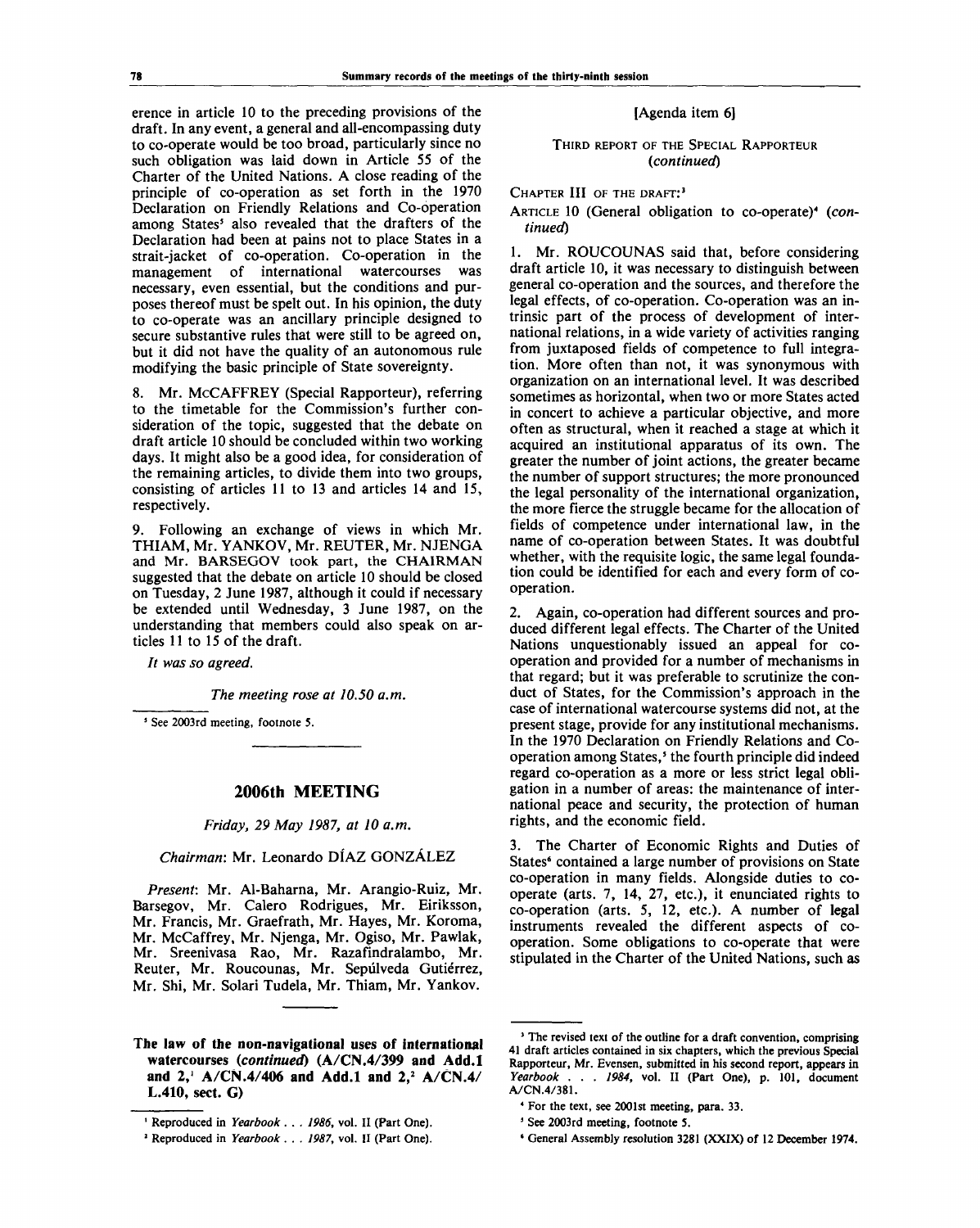erence in article 10 to the preceding provisions of the draft. In any event, a general and all-encompassing duty to co-operate would be too broad, particularly since no such obligation was laid down in Article 55 of the Charter of the United Nations. A close reading of the principle of co-operation as set forth in the 1970 Declaration on Friendly Relations and Co-operation among States[5] also revealed that the drafters of the Declaration had been at pains not to place States in a strait-jacket of co-operation. Co-operation in the management of international watercourses was necessary, even essential, but the conditions and purposes thereof must be spelt out. In his opinion, the duty to co-operate was an ancillary principle designed to secure substantive rules that were still to be agreed on, but it did not have the quality of an autonomous rule modifying the basic principle of State sovereignty.

8. Mr. McCAFFREY (Special Rapporteur), referring to the timetable for the Commission's further consideration of the topic, suggested that the debate on draft article 10 should be concluded within two working days. It might also be a good idea, for consideration of the remaining articles, to divide them into two groups, consisting of articles 11 to 13 and articles 14 and 15, respectively.

9. Following an exchange of views in which Mr. THIAM, Mr. YANKOV, Mr. REUTER, Mr. NJENGA and Mr. BARSEGOV took part, the CHAIRMAN suggested that the debate on article 10 should be closed on Tuesday, 2 June 1987, although it could if necessary be extended until Wednesday, 3 June 1987, on the understanding that members could also speak on articles 11 to 15 of the draft.

*It was so agreed.*

*The meeting rose at 10.50 a.m.*

[5] See 2003rd meeting, footnote 5.

## 2006th MEETING

*Friday, 29 May 1987, at 10 a.m.*

*Chairman*: Mr. Leonardo DÍAZ GONZÁLEZ

*Present*: Mr. Al-Baharna, Mr. Arangio-Ruiz, Mr. Barsegov, Mr. Calero Rodrigues, Mr. Eiriksson, Mr. Francis, Mr. Graefrath, Mr. Hayes, Mr. Koroma, Mr. McCaffrey, Mr. Njenga, Mr. Ogiso, Mr. Pawlak, Mr. Sreenivasa Rao, Mr. Razafindralambo, Mr. Reuter, Mr. Roucounas, Mr. Sepúlveda Gutiérrez, Mr. Shi, Mr. Solari Tudela, Mr. Thiam, Mr. Yankov.

### The law of the non-navigational uses of international watercourses (*continued*) (A/CN.4/399 and Add.1 and 2,[1] A/CN.4/406 and Add.1 and 2,[2] A/CN.4/L.410, sect. G)

[1] Reproduced in *Yearbook . . . 1986*, vol. II (Part One).

[2] Reproduced in *Yearbook . . . 1987*, vol. II (Part One).

[Agenda item 6]

THIRD REPORT OF THE SPECIAL RAPPORTEUR (*continued*)

CHAPTER III OF THE DRAFT:[3]

ARTICLE 10 (General obligation to co-operate)[4] (*continued*)

1. Mr. ROUCOUNAS said that, before considering draft article 10, it was necessary to distinguish between general co-operation and the sources, and therefore the legal effects, of co-operation. Co-operation was an intrinsic part of the process of development of international relations, in a wide variety of activities ranging from juxtaposed fields of competence to full integration. More often than not, it was synonymous with organization on an international level. It was described sometimes as horizontal, when two or more States acted in concert to achieve a particular objective, and more often as structural, when it reached a stage at which it acquired an institutional apparatus of its own. The greater the number of joint actions, the greater became the number of support structures; the more pronounced the legal personality of the international organization, the more fierce the struggle became for the allocation of fields of competence under international law, in the name of co-operation between States. It was doubtful whether, with the requisite logic, the same legal foundation could be identified for each and every form of co-operation.

2. Again, co-operation had different sources and produced different legal effects. The Charter of the United Nations unquestionably issued an appeal for co-operation and provided for a number of mechanisms in that regard; but it was preferable to scrutinize the conduct of States, for the Commission's approach in the case of international watercourse systems did not, at the present stage, provide for any institutional mechanisms. In the 1970 Declaration on Friendly Relations and Co-operation among States,[5] the fourth principle did indeed regard co-operation as a more or less strict legal obligation in a number of areas: the maintenance of international peace and security, the protection of human rights, and the economic field.

3. The Charter of Economic Rights and Duties of States[6] contained a large number of provisions on State co-operation in many fields. Alongside duties to co-operate (arts. 7, 14, 27, etc.), it enunciated rights to co-operation (arts. 5, 12, etc.). A number of legal instruments revealed the different aspects of co-operation. Some obligations to co-operate that were stipulated in the Charter of the United Nations, such as

[3] The revised text of the outline for a draft convention, comprising 41 draft articles contained in six chapters, which the previous Special Rapporteur, Mr. Evensen, submitted in his second report, appears in *Yearbook . . . 1984*, vol. II (Part One), p. 101, document A/CN.4/381.

[4] For the text, see 2001st meeting, para. 33.

[5] See 2003rd meeting, footnote 5.

[6] General Assembly resolution 3281 (XXIX) of 12 December 1974.